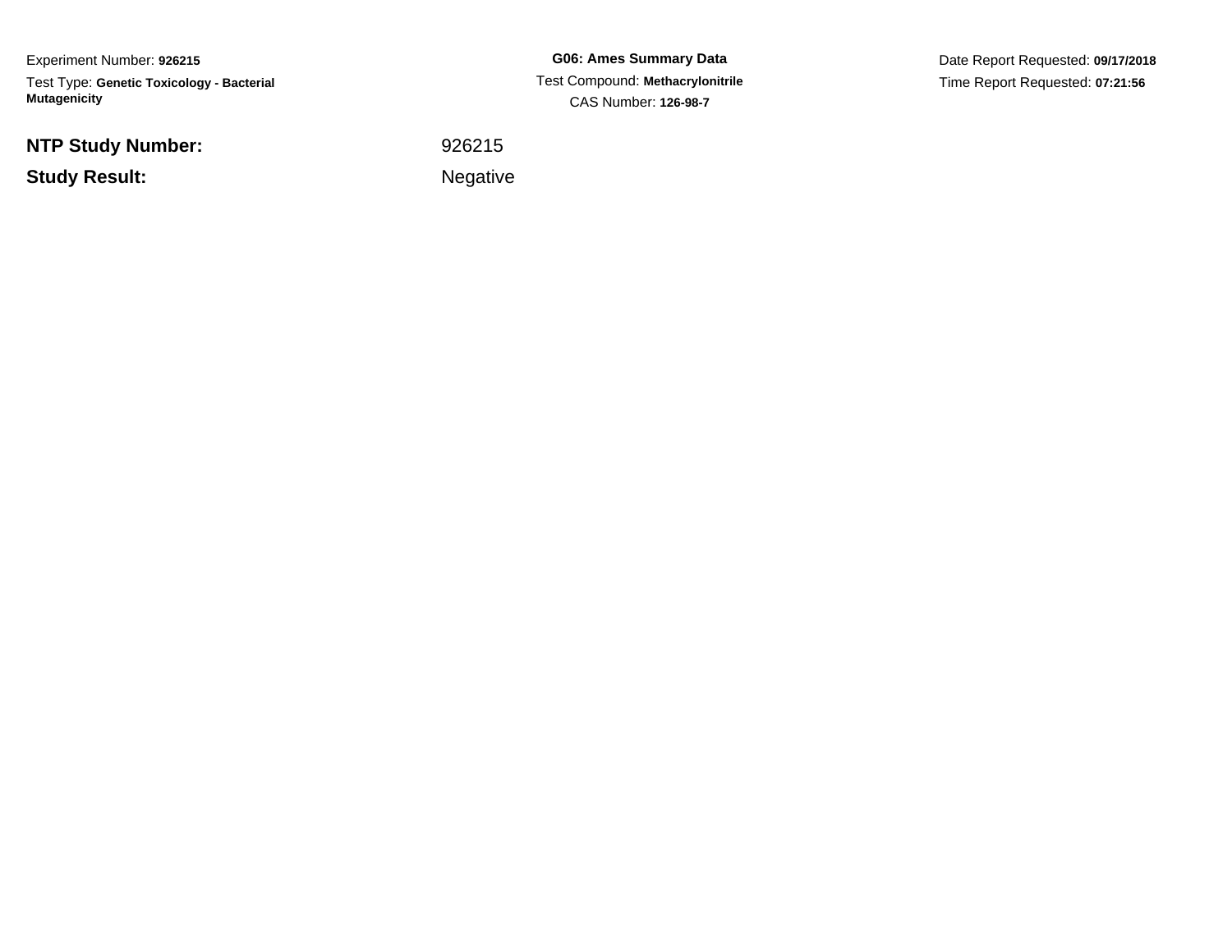Experiment Number: **926215**

Test Type: **Genetic Toxicology - Bacterial Mutagenicity**

**G06: Ames Summary Data**

Test Compound: **Methacrylonitrile**

CAS Number: **126-98-7**

Date Report Requested: **09/17/2018**

Time Report Requested: **07:21:56**

**NTP Study Number:** 926215

**Study Result:** Negative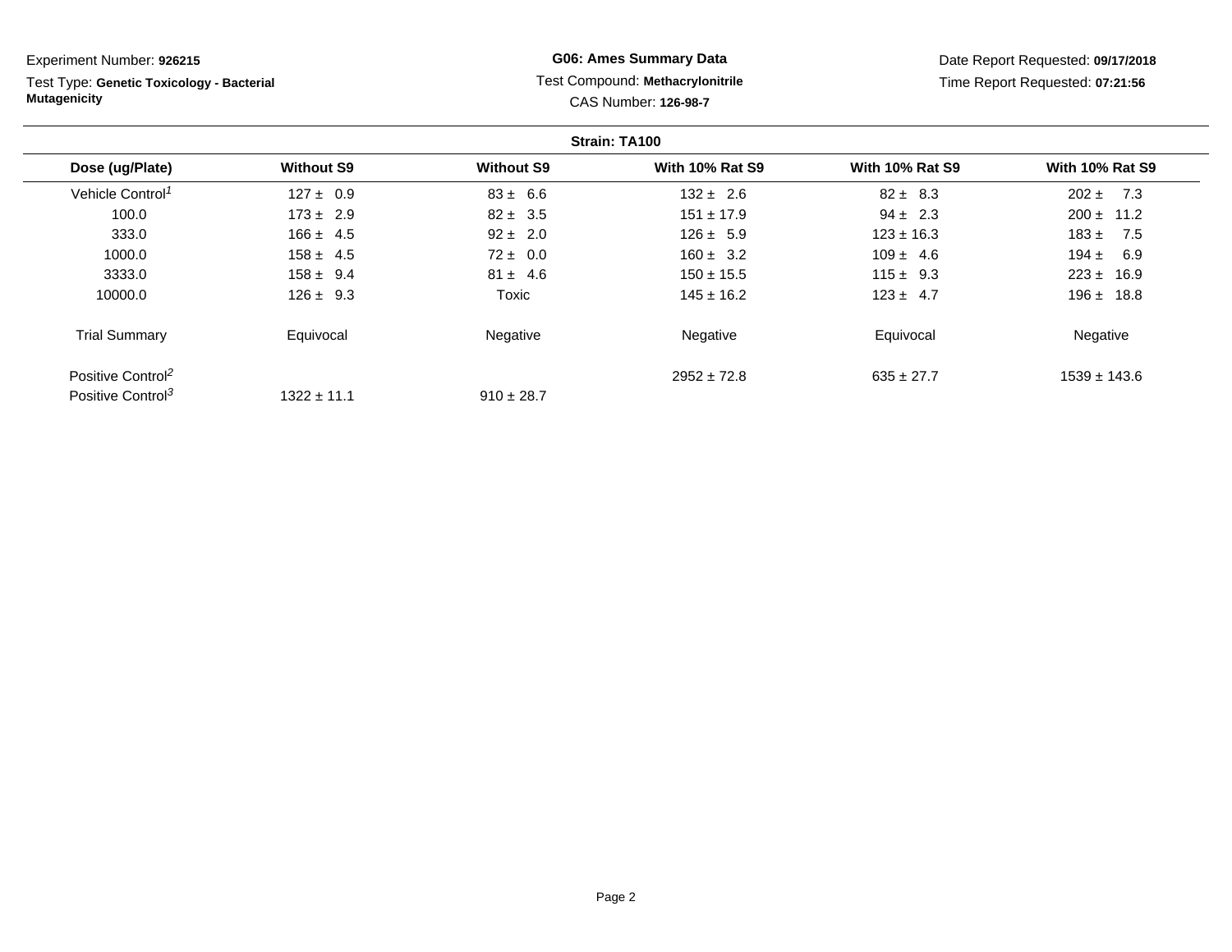Experiment Number: **926215**

Test Type: **Genetic Toxicology - Bacterial Mutagenicity**

**G06: Ames Summary Data**

Test Compound: **Methacrylonitrile**

CAS Number: **126-98-7**

Date Report Requested: **09/17/2018**

Time Report Requested: **07:21:56**

**Strain: TA100**

| Dose (ug/Plate) | Without S9 | Without S9 | With 10% Rat S9 | With 10% Rat S9 | With 10% Rat S9 |
|---|---|---|---|---|---|
| Vehicle Control[1] | 127 ± 0.9 | 83 ± 6.6 | 132 ± 2.6 | 82 ± 8.3 | 202 ± 7.3 |
| 100.0 | 173 ± 2.9 | 82 ± 3.5 | 151 ± 17.9 | 94 ± 2.3 | 200 ± 11.2 |
| 333.0 | 166 ± 4.5 | 92 ± 2.0 | 126 ± 5.9 | 123 ± 16.3 | 183 ± 7.5 |
| 1000.0 | 158 ± 4.5 | 72 ± 0.0 | 160 ± 3.2 | 109 ± 4.6 | 194 ± 6.9 |
| 3333.0 | 158 ± 9.4 | 81 ± 4.6 | 150 ± 15.5 | 115 ± 9.3 | 223 ± 16.9 |
| 10000.0 | 126 ± 9.3 | Toxic | 145 ± 16.2 | 123 ± 4.7 | 196 ± 18.8 |
| Trial Summary | Equivocal | Negative | Negative | Equivocal | Negative |
| Positive Control[2] | | | 2952 ± 72.8 | 635 ± 27.7 | 1539 ± 143.6 |
| Positive Control[3] | 1322 ± 11.1 | 910 ± 28.7 | | | |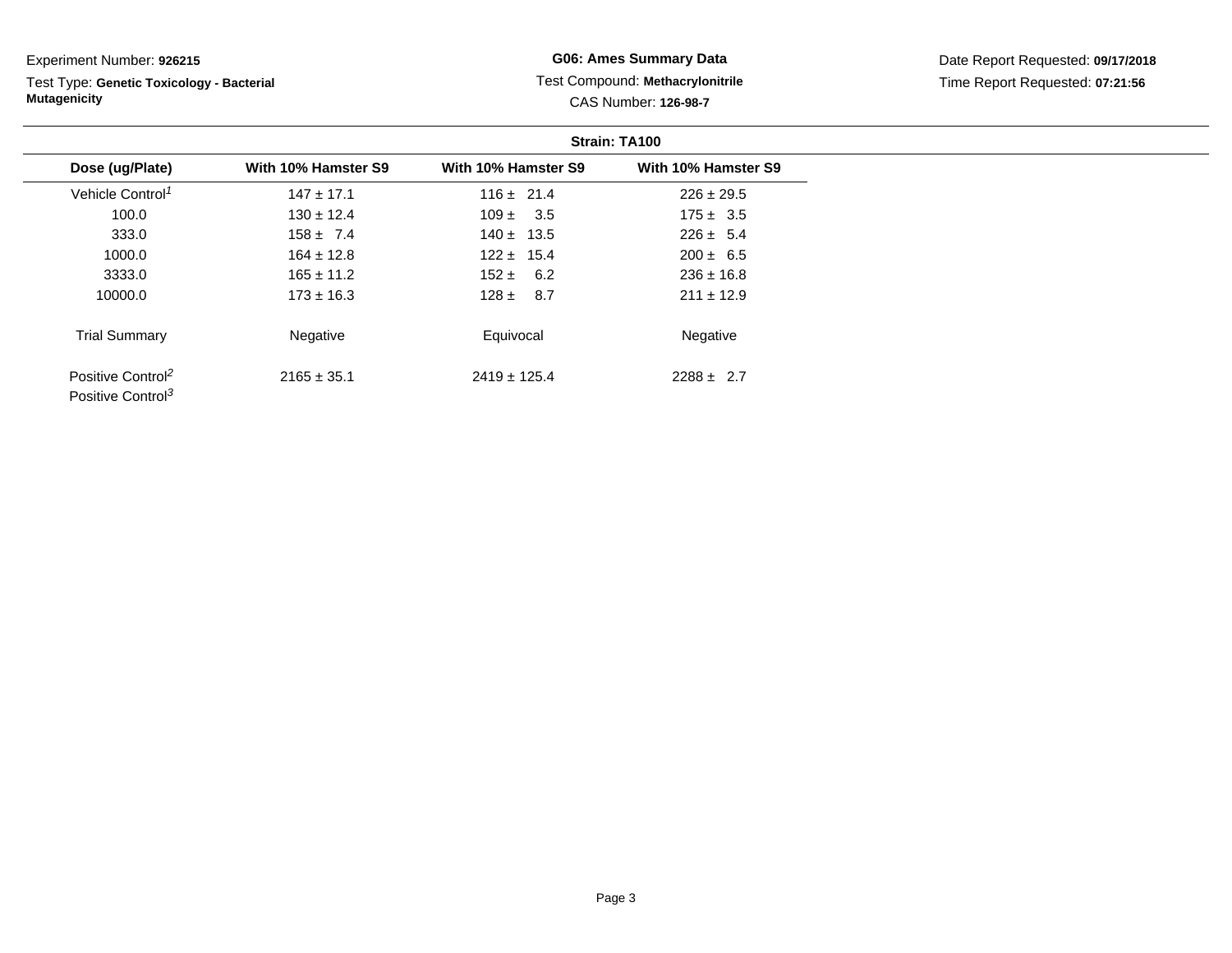Experiment Number: **926215**

Test Type: **Genetic Toxicology - Bacterial Mutagenicity**

**G06: Ames Summary Data**

Test Compound: **Methacrylonitrile**

CAS Number: **126-98-7**

Date Report Requested: **09/17/2018**

Time Report Requested: **07:21:56**

**Strain: TA100**

| Dose (ug/Plate) | With 10% Hamster S9 | With 10% Hamster S9 | With 10% Hamster S9 |
|---|---|---|---|
| Vehicle Control[1] | 147 ± 17.1 | 116 ± 21.4 | 226 ± 29.5 |
| 100.0 | 130 ± 12.4 | 109 ± 3.5 | 175 ± 3.5 |
| 333.0 | 158 ± 7.4 | 140 ± 13.5 | 226 ± 5.4 |
| 1000.0 | 164 ± 12.8 | 122 ± 15.4 | 200 ± 6.5 |
| 3333.0 | 165 ± 11.2 | 152 ± 6.2 | 236 ± 16.8 |
| 10000.0 | 173 ± 16.3 | 128 ± 8.7 | 211 ± 12.9 |
| Trial Summary | Negative | Equivocal | Negative |
| Positive Control[2] | 2165 ± 35.1 | 2419 ± 125.4 | 2288 ± 2.7 |
| Positive Control[3] | | | |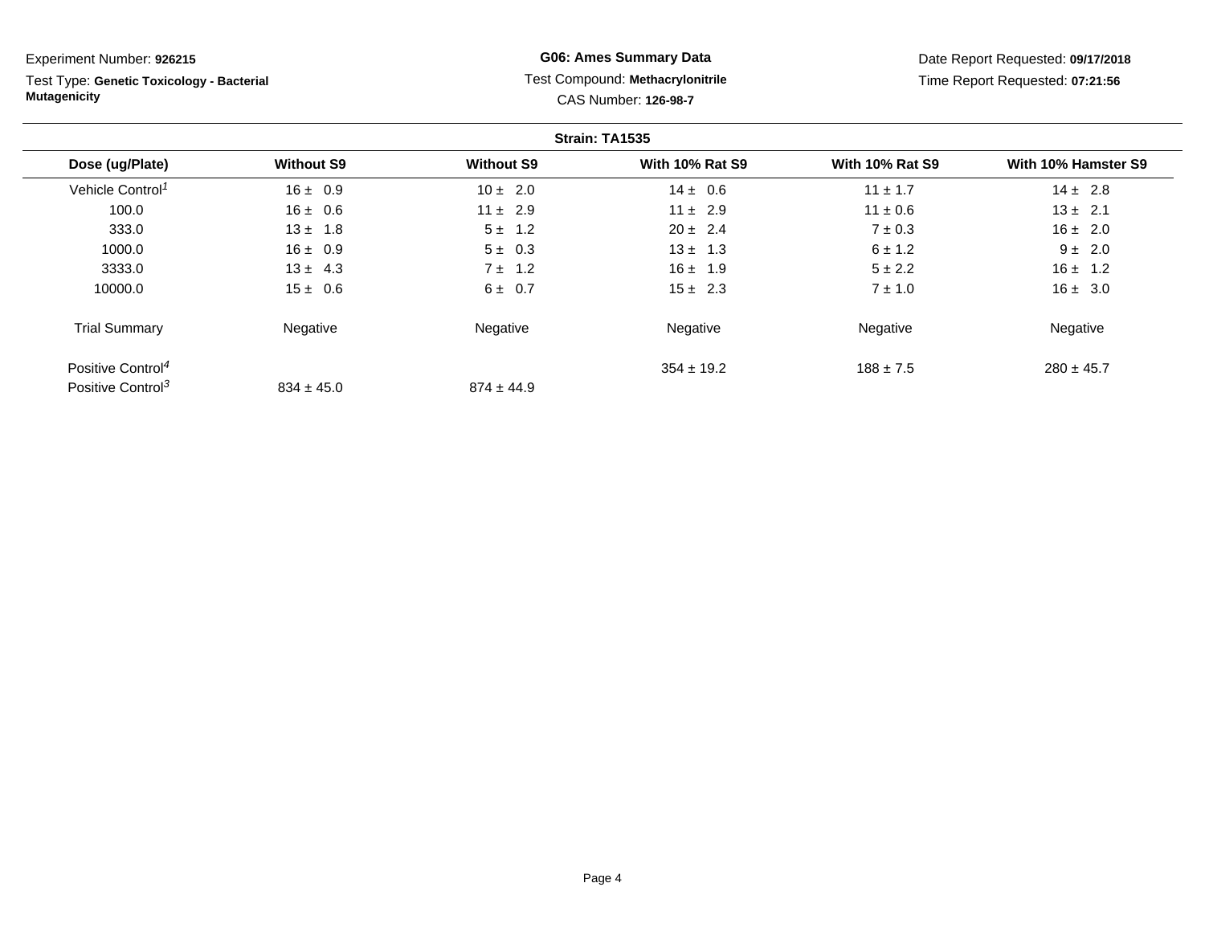Experiment Number: **926215**

Test Type: **Genetic Toxicology - Bacterial Mutagenicity**

**G06: Ames Summary Data**

Test Compound: **Methacrylonitrile**

CAS Number: **126-98-7**

Date Report Requested: **09/17/2018**

Time Report Requested: **07:21:56**

**Strain: TA1535**

| Dose (ug/Plate) | Without S9 | Without S9 | With 10% Rat S9 | With 10% Rat S9 | With 10% Hamster S9 |
|---|---|---|---|---|---|
| Vehicle Control[1] | 16 ± 0.9 | 10 ± 2.0 | 14 ± 0.6 | 11 ± 1.7 | 14 ± 2.8 |
| 100.0 | 16 ± 0.6 | 11 ± 2.9 | 11 ± 2.9 | 11 ± 0.6 | 13 ± 2.1 |
| 333.0 | 13 ± 1.8 | 5 ± 1.2 | 20 ± 2.4 | 7 ± 0.3 | 16 ± 2.0 |
| 1000.0 | 16 ± 0.9 | 5 ± 0.3 | 13 ± 1.3 | 6 ± 1.2 | 9 ± 2.0 |
| 3333.0 | 13 ± 4.3 | 7 ± 1.2 | 16 ± 1.9 | 5 ± 2.2 | 16 ± 1.2 |
| 10000.0 | 15 ± 0.6 | 6 ± 0.7 | 15 ± 2.3 | 7 ± 1.0 | 16 ± 3.0 |
| Trial Summary | Negative | Negative | Negative | Negative | Negative |
| Positive Control[4] | | | 354 ± 19.2 | 188 ± 7.5 | 280 ± 45.7 |
| Positive Control[3] | 834 ± 45.0 | 874 ± 44.9 | | | |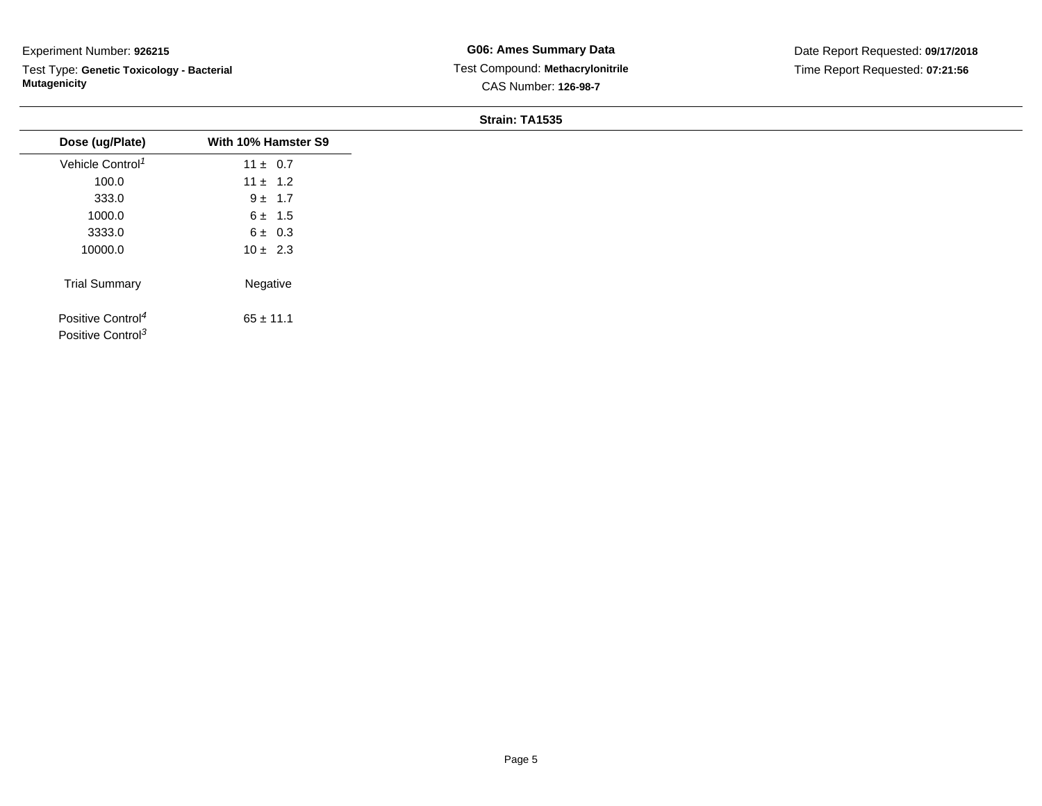Experiment Number: **926215**

Test Type: **Genetic Toxicology - Bacterial Mutagenicity**

**G06: Ames Summary Data**

Test Compound: **Methacrylonitrile**

CAS Number: **126-98-7**

Date Report Requested: **09/17/2018**

Time Report Requested: **07:21:56**

**Strain: TA1535**

| Dose (ug/Plate) | With 10% Hamster S9 |
|---|---|
| Vehicle Control[1] | 11 ± 0.7 |
| 100.0 | 11 ± 1.2 |
| 333.0 | 9 ± 1.7 |
| 1000.0 | 6 ± 1.5 |
| 3333.0 | 6 ± 0.3 |
| 10000.0 | 10 ± 2.3 |
| Trial Summary | Negative |
| Positive Control[4] | 65 ± 11.1 |
| Positive Control[3] | |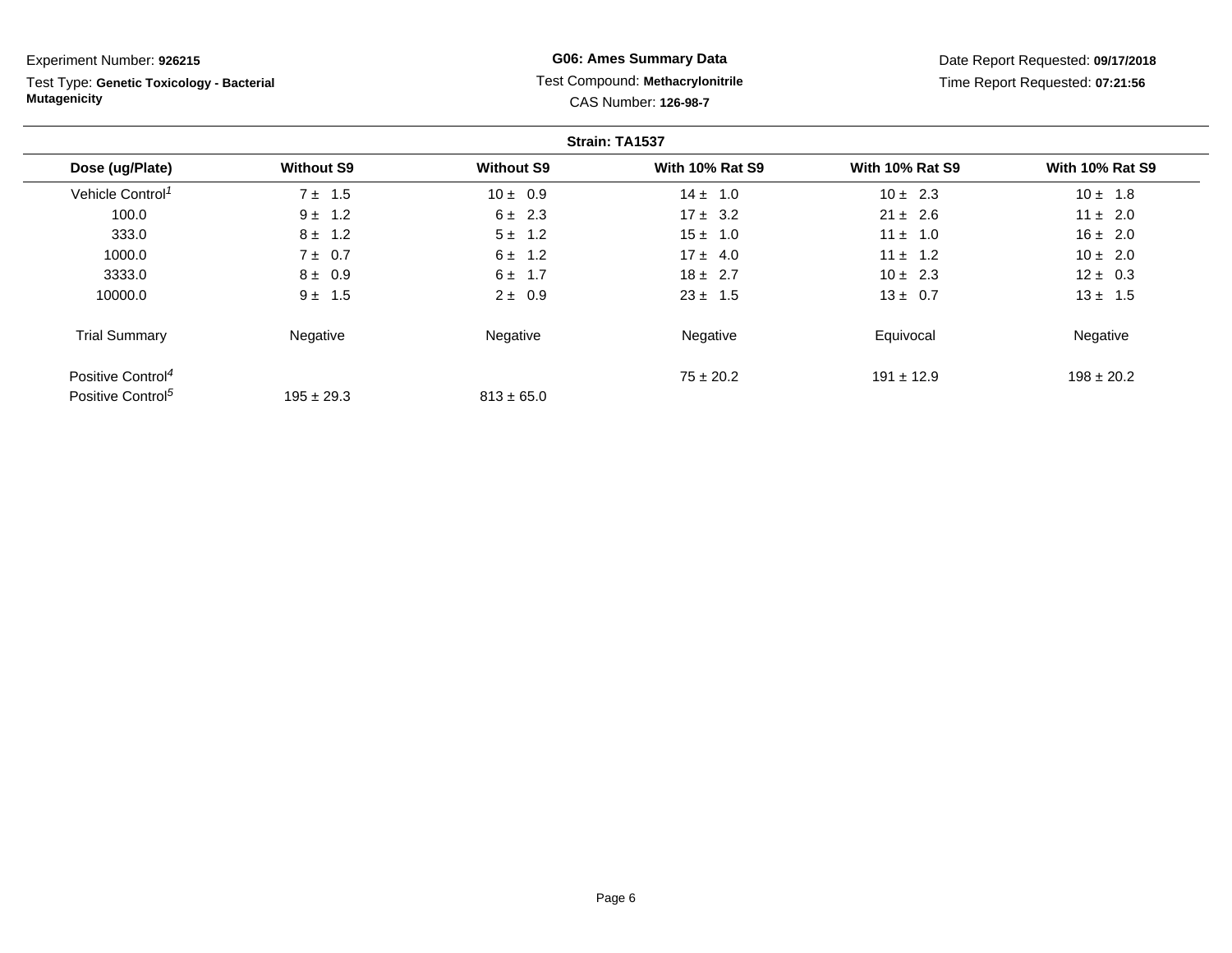Experiment Number: **926215**

Test Type: **Genetic Toxicology - Bacterial Mutagenicity**

**G06: Ames Summary Data**

Test Compound: **Methacrylonitrile**

CAS Number: **126-98-7**

Date Report Requested: **09/17/2018**

Time Report Requested: **07:21:56**

**Strain: TA1537**

| Dose (ug/Plate) | Without S9 | Without S9 | With 10% Rat S9 | With 10% Rat S9 | With 10% Rat S9 |
|---|---|---|---|---|---|
| Vehicle Control[1] | 7 ± 1.5 | 10 ± 0.9 | 14 ± 1.0 | 10 ± 2.3 | 10 ± 1.8 |
| 100.0 | 9 ± 1.2 | 6 ± 2.3 | 17 ± 3.2 | 21 ± 2.6 | 11 ± 2.0 |
| 333.0 | 8 ± 1.2 | 5 ± 1.2 | 15 ± 1.0 | 11 ± 1.0 | 16 ± 2.0 |
| 1000.0 | 7 ± 0.7 | 6 ± 1.2 | 17 ± 4.0 | 11 ± 1.2 | 10 ± 2.0 |
| 3333.0 | 8 ± 0.9 | 6 ± 1.7 | 18 ± 2.7 | 10 ± 2.3 | 12 ± 0.3 |
| 10000.0 | 9 ± 1.5 | 2 ± 0.9 | 23 ± 1.5 | 13 ± 0.7 | 13 ± 1.5 |
| Trial Summary | Negative | Negative | Negative | Equivocal | Negative |
| Positive Control[4] | | | 75 ± 20.2 | 191 ± 12.9 | 198 ± 20.2 |
| Positive Control[5] | 195 ± 29.3 | 813 ± 65.0 | | | |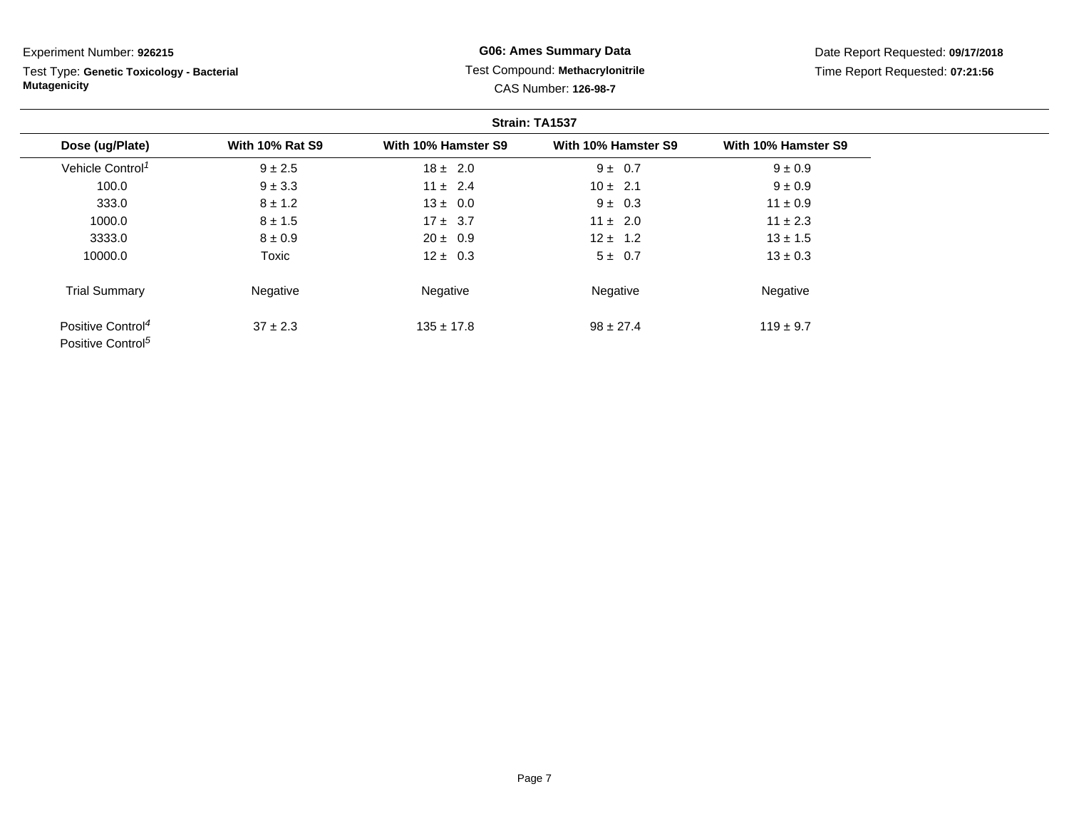Experiment Number: **926215**

Test Type: **Genetic Toxicology - Bacterial Mutagenicity**

**G06: Ames Summary Data**

Test Compound: **Methacrylonitrile**

CAS Number: **126-98-7**

Date Report Requested: **09/17/2018**

Time Report Requested: **07:21:56**

**Strain: TA1537**

| Dose (ug/Plate) | With 10% Rat S9 | With 10% Hamster S9 | With 10% Hamster S9 | With 10% Hamster S9 |
|---|---|---|---|---|
| Vehicle Control[1] | 9 ± 2.5 | 18 ± 2.0 | 9 ± 0.7 | 9 ± 0.9 |
| 100.0 | 9 ± 3.3 | 11 ± 2.4 | 10 ± 2.1 | 9 ± 0.9 |
| 333.0 | 8 ± 1.2 | 13 ± 0.0 | 9 ± 0.3 | 11 ± 0.9 |
| 1000.0 | 8 ± 1.5 | 17 ± 3.7 | 11 ± 2.0 | 11 ± 2.3 |
| 3333.0 | 8 ± 0.9 | 20 ± 0.9 | 12 ± 1.2 | 13 ± 1.5 |
| 10000.0 | Toxic | 12 ± 0.3 | 5 ± 0.7 | 13 ± 0.3 |
| Trial Summary | Negative | Negative | Negative | Negative |
| Positive Control[4] | 37 ± 2.3 | 135 ± 17.8 | 98 ± 27.4 | 119 ± 9.7 |
| Positive Control[5] | | | | |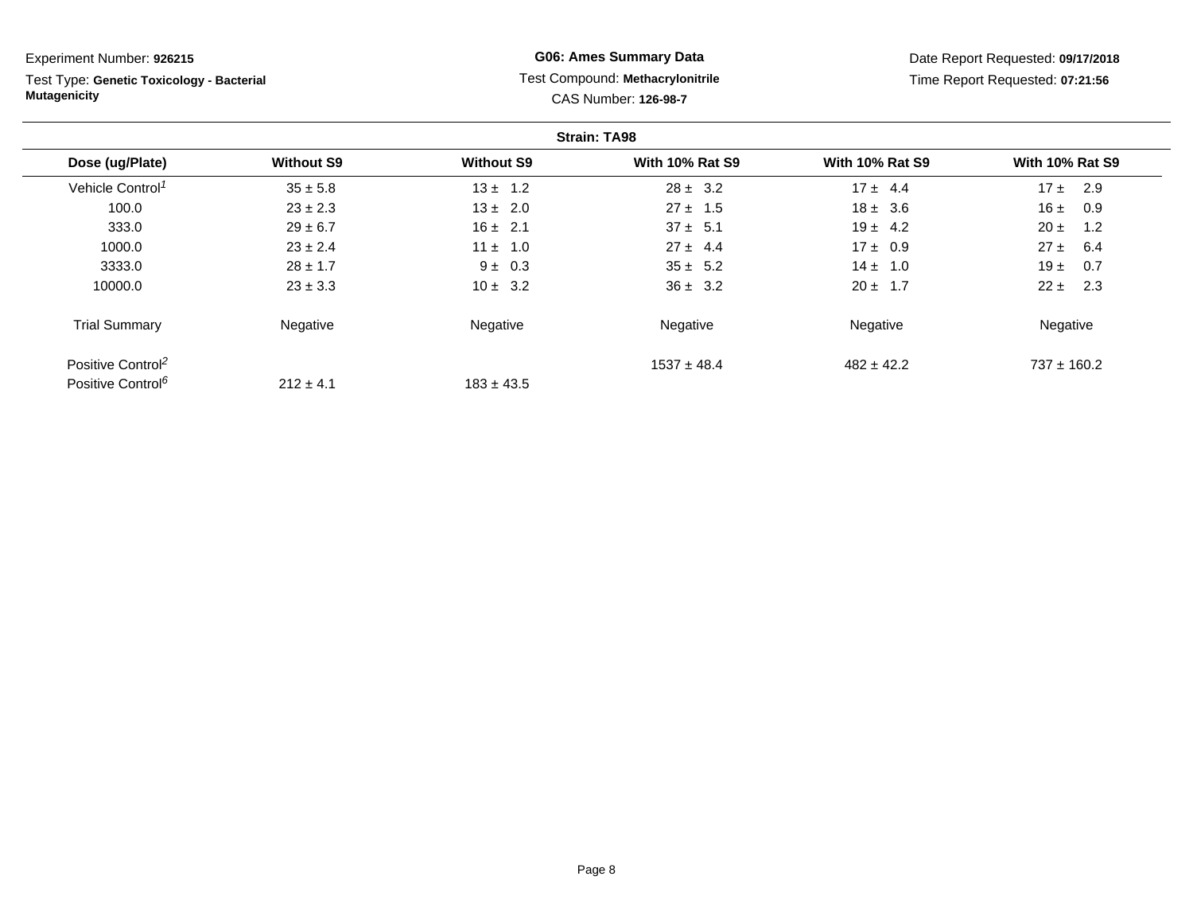Experiment Number: **926215**

Test Type: **Genetic Toxicology - Bacterial Mutagenicity**

**G06: Ames Summary Data**

Test Compound: **Methacrylonitrile**

CAS Number: **126-98-7**

Date Report Requested: **09/17/2018**

Time Report Requested: **07:21:56**

**Strain: TA98**

| Dose (ug/Plate) | Without S9 | Without S9 | With 10% Rat S9 | With 10% Rat S9 | With 10% Rat S9 |
|---|---|---|---|---|---|
| Vehicle Control[1] | 35 ± 5.8 | 13 ± 1.2 | 28 ± 3.2 | 17 ± 4.4 | 17 ± 2.9 |
| 100.0 | 23 ± 2.3 | 13 ± 2.0 | 27 ± 1.5 | 18 ± 3.6 | 16 ± 0.9 |
| 333.0 | 29 ± 6.7 | 16 ± 2.1 | 37 ± 5.1 | 19 ± 4.2 | 20 ± 1.2 |
| 1000.0 | 23 ± 2.4 | 11 ± 1.0 | 27 ± 4.4 | 17 ± 0.9 | 27 ± 6.4 |
| 3333.0 | 28 ± 1.7 | 9 ± 0.3 | 35 ± 5.2 | 14 ± 1.0 | 19 ± 0.7 |
| 10000.0 | 23 ± 3.3 | 10 ± 3.2 | 36 ± 3.2 | 20 ± 1.7 | 22 ± 2.3 |
| Trial Summary | Negative | Negative | Negative | Negative | Negative |
| Positive Control[2] | | | 1537 ± 48.4 | 482 ± 42.2 | 737 ± 160.2 |
| Positive Control[6] | 212 ± 4.1 | 183 ± 43.5 | | | |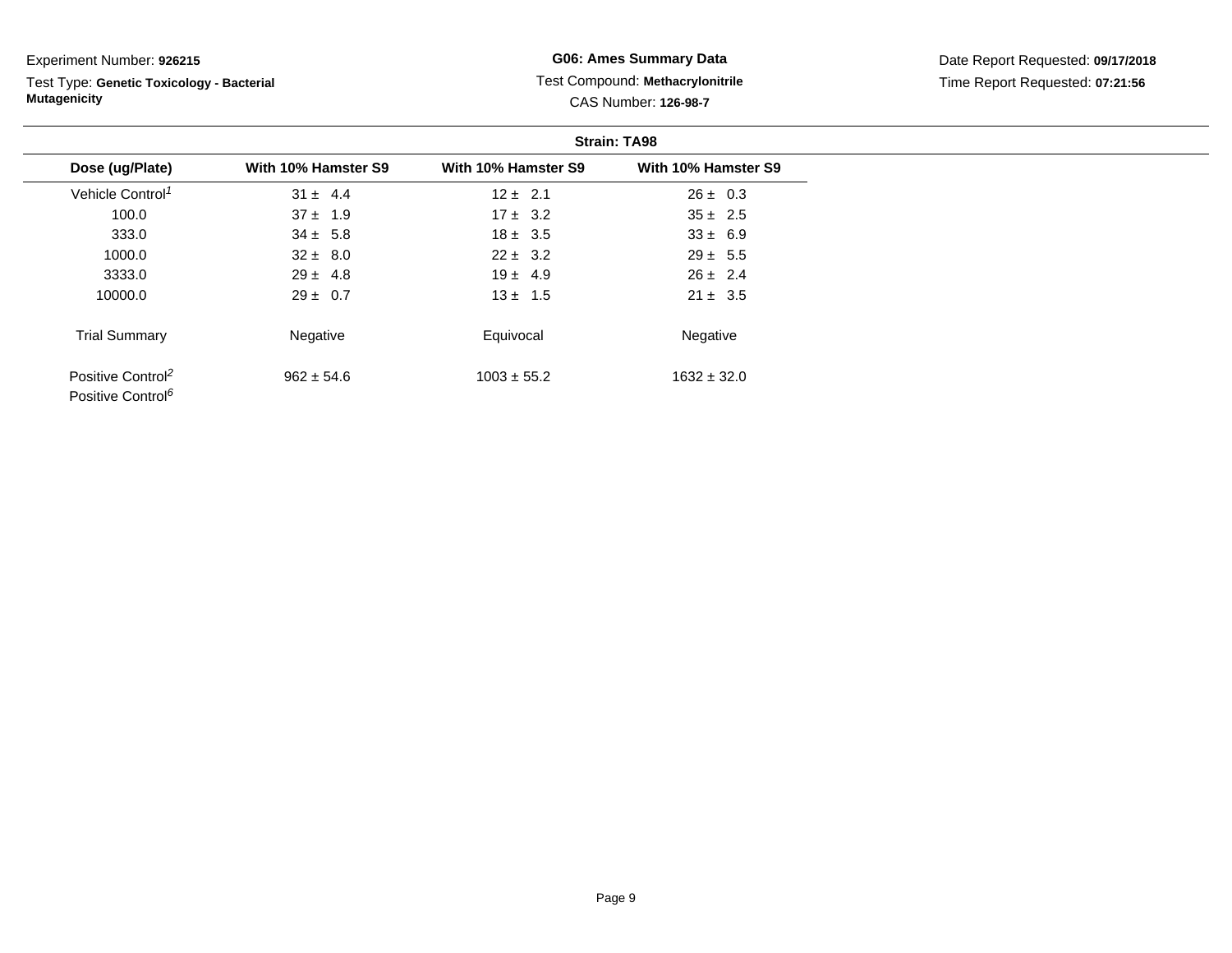Experiment Number: **926215**

Test Type: **Genetic Toxicology - Bacterial Mutagenicity**

**G06: Ames Summary Data**

Test Compound: **Methacrylonitrile**

CAS Number: **126-98-7**

Date Report Requested: **09/17/2018**

Time Report Requested: **07:21:56**

**Strain: TA98**

| Dose (ug/Plate) | With 10% Hamster S9 | With 10% Hamster S9 | With 10% Hamster S9 |
|---|---|---|---|
| Vehicle Control[1] | 31 ± 4.4 | 12 ± 2.1 | 26 ± 0.3 |
| 100.0 | 37 ± 1.9 | 17 ± 3.2 | 35 ± 2.5 |
| 333.0 | 34 ± 5.8 | 18 ± 3.5 | 33 ± 6.9 |
| 1000.0 | 32 ± 8.0 | 22 ± 3.2 | 29 ± 5.5 |
| 3333.0 | 29 ± 4.8 | 19 ± 4.9 | 26 ± 2.4 |
| 10000.0 | 29 ± 0.7 | 13 ± 1.5 | 21 ± 3.5 |
| Trial Summary | Negative | Equivocal | Negative |
| Positive Control[2] | 962 ± 54.6 | 1003 ± 55.2 | 1632 ± 32.0 |
| Positive Control[6] | | | |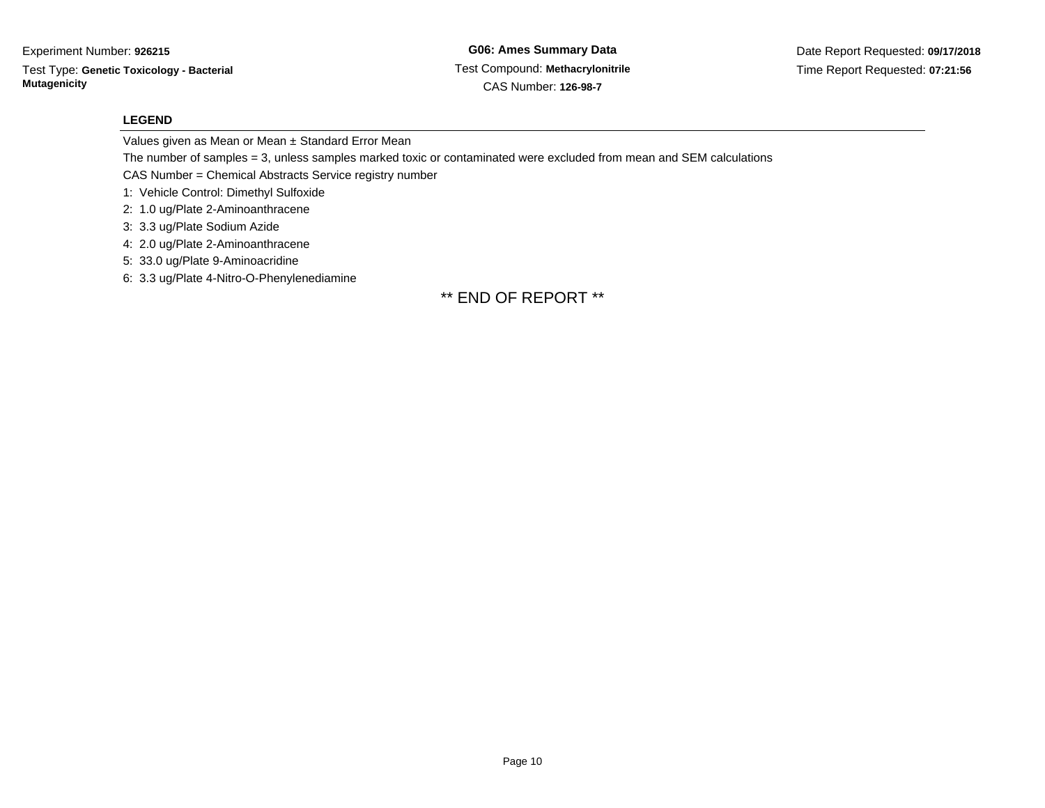Experiment Number: **926215**

Test Type: **Genetic Toxicology - Bacterial Mutagenicity**

**G06: Ames Summary Data**

Test Compound: **Methacrylonitrile**

CAS Number: **126-98-7**

Date Report Requested: **09/17/2018**

Time Report Requested: **07:21:56**

**LEGEND**

Values given as Mean or Mean ± Standard Error Mean

The number of samples = 3, unless samples marked toxic or contaminated were excluded from mean and SEM calculations

CAS Number = Chemical Abstracts Service registry number

1: Vehicle Control: Dimethyl Sulfoxide

2: 1.0 ug/Plate 2-Aminoanthracene

3: 3.3 ug/Plate Sodium Azide

4: 2.0 ug/Plate 2-Aminoanthracene

5: 33.0 ug/Plate 9-Aminoacridine

6: 3.3 ug/Plate 4-Nitro-O-Phenylenediamine

** END OF REPORT **